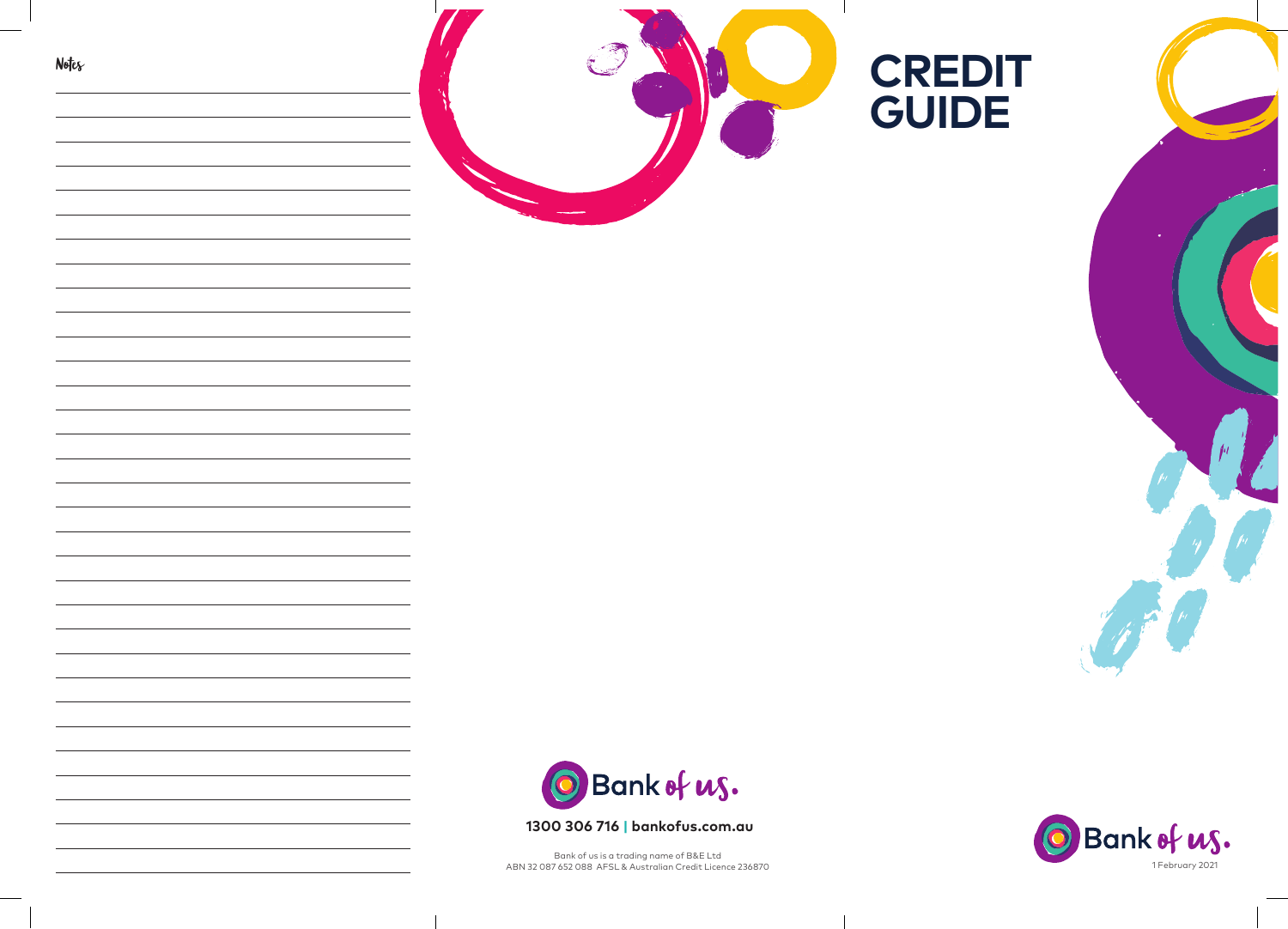Notes

# CREDIT GUIDE

1 February 2021

Bank of us.

**1300 306 716 | bankofus.com.au**

Bank of us is a trading name of B&E Ltd
ABN 32 087 652 088 AFSL & Australian Credit Licence 236870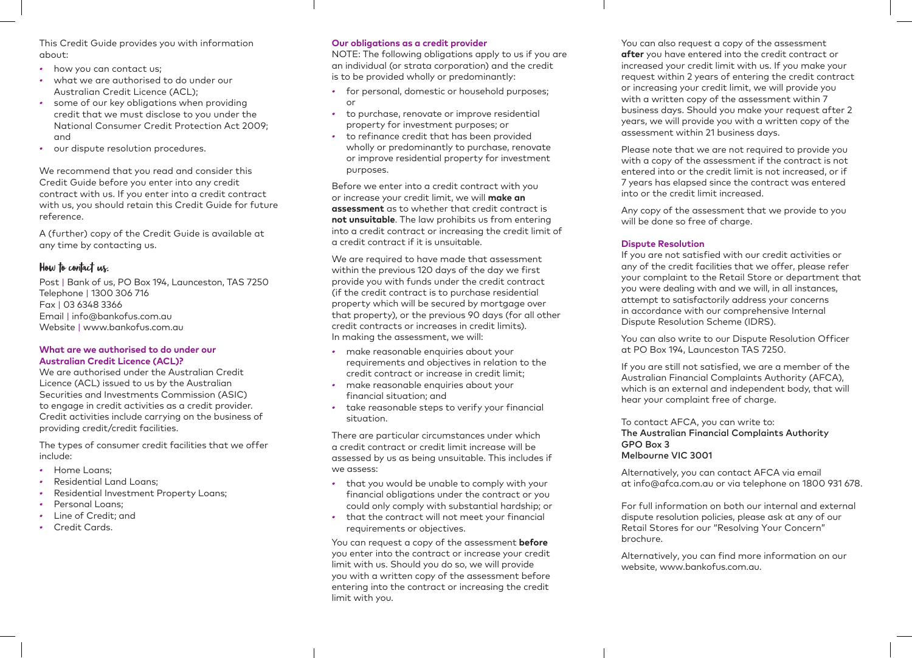This Credit Guide provides you with information about:

- how you can contact us;
- what we are authorised to do under our Australian Credit Licence (ACL);
- some of our key obligations when providing credit that we must disclose to you under the National Consumer Credit Protection Act 2009; and
- our dispute resolution procedures.

We recommend that you read and consider this Credit Guide before you enter into any credit contract with us. If you enter into a credit contract with us, you should retain this Credit Guide for future reference.

A (further) copy of the Credit Guide is available at any time by contacting us.

## How to contact us.

Post | Bank of us, PO Box 194, Launceston, TAS 7250
Telephone | 1300 306 716
Fax | 03 6348 3366
Email | info@bankofus.com.au
Website | www.bankofus.com.au

### What are we authorised to do under our Australian Credit Licence (ACL)?

We are authorised under the Australian Credit Licence (ACL) issued to us by the Australian Securities and Investments Commission (ASIC) to engage in credit activities as a credit provider. Credit activities include carrying on the business of providing credit/credit facilities.

The types of consumer credit facilities that we offer include:

- Home Loans;
- Residential Land Loans;
- Residential Investment Property Loans;
- Personal Loans;
- Line of Credit; and
- Credit Cards.

### Our obligations as a credit provider

NOTE: The following obligations apply to us if you are an individual (or strata corporation) and the credit is to be provided wholly or predominantly:

- for personal, domestic or household purposes; or
- to purchase, renovate or improve residential property for investment purposes; or
- to refinance credit that has been provided wholly or predominantly to purchase, renovate or improve residential property for investment purposes.

Before we enter into a credit contract with you or increase your credit limit, we will **make an assessment** as to whether that credit contract is **not unsuitable**. The law prohibits us from entering into a credit contract or increasing the credit limit of a credit contract if it is unsuitable.

We are required to have made that assessment within the previous 120 days of the day we first provide you with funds under the credit contract (if the credit contract is to purchase residential property which will be secured by mortgage over that property), or the previous 90 days (for all other credit contracts or increases in credit limits). In making the assessment, we will:

- make reasonable enquiries about your requirements and objectives in relation to the credit contract or increase in credit limit;
- make reasonable enquiries about your financial situation; and
- take reasonable steps to verify your financial situation.

There are particular circumstances under which a credit contract or credit limit increase will be assessed by us as being unsuitable. This includes if we assess:

- that you would be unable to comply with your financial obligations under the contract or you could only comply with substantial hardship; or
- that the contract will not meet your financial requirements or objectives.

You can request a copy of the assessment **before** you enter into the contract or increase your credit limit with us. Should you do so, we will provide you with a written copy of the assessment before entering into the contract or increasing the credit limit with you.

You can also request a copy of the assessment **after** you have entered into the credit contract or increased your credit limit with us. If you make your request within 2 years of entering the credit contract or increasing your credit limit, we will provide you with a written copy of the assessment within 7 business days. Should you make your request after 2 years, we will provide you with a written copy of the assessment within 21 business days.

Please note that we are not required to provide you with a copy of the assessment if the contract is not entered into or the credit limit is not increased, or if 7 years has elapsed since the contract was entered into or the credit limit increased.

Any copy of the assessment that we provide to you will be done so free of charge.

### Dispute Resolution

If you are not satisfied with our credit activities or any of the credit facilities that we offer, please refer your complaint to the Retail Store or department that you were dealing with and we will, in all instances, attempt to satisfactorily address your concerns in accordance with our comprehensive Internal Dispute Resolution Scheme (IDRS).

You can also write to our Dispute Resolution Officer at PO Box 194, Launceston TAS 7250.

If you are still not satisfied, we are a member of the Australian Financial Complaints Authority (AFCA), which is an external and independent body, that will hear your complaint free of charge.

To contact AFCA, you can write to:
The Australian Financial Complaints Authority
GPO Box 3
Melbourne VIC 3001

Alternatively, you can contact AFCA via email at info@afca.com.au or via telephone on 1800 931 678.

For full information on both our internal and external dispute resolution policies, please ask at any of our Retail Stores for our "Resolving Your Concern" brochure.

Alternatively, you can find more information on our website, www.bankofus.com.au.